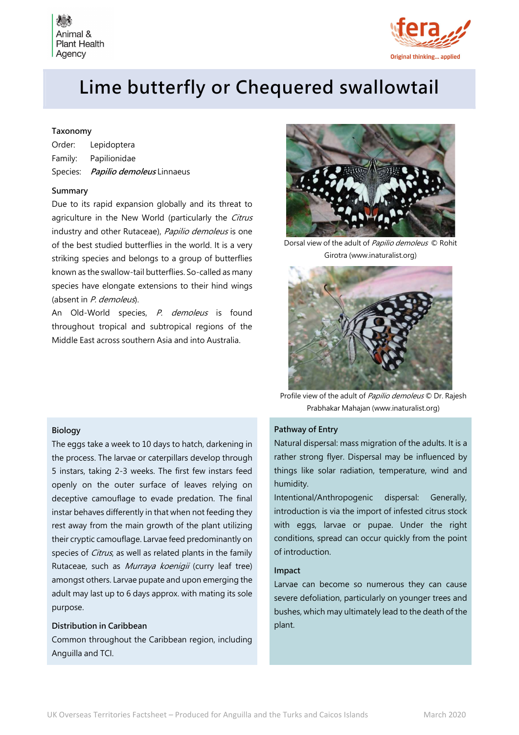# Lime butterfly or Chequered swallowtail

### Taxonomy

Order: Lepidoptera
Family: Papilionidae
Species: ***Papilio demoleus*** Linnaeus

### Summary

Due to its rapid expansion globally and its threat to agriculture in the New World (particularly the *Citrus* industry and other Rutaceae), *Papilio demoleus* is one of the best studied butterflies in the world. It is a very striking species and belongs to a group of butterflies known as the swallow-tail butterflies. So-called as many species have elongate extensions to their hind wings (absent in *P. demoleus*).

An Old-World species, *P. demoleus* is found throughout tropical and subtropical regions of the Middle East across southern Asia and into Australia.

Dorsal view of the adult of *Papilio demoleus* © Rohit Girotra (www.inaturalist.org)

Profile view of the adult of *Papilio demoleus* © Dr. Rajesh Prabhakar Mahajan (www.inaturalist.org)

### Biology

The eggs take a week to 10 days to hatch, darkening in the process. The larvae or caterpillars develop through 5 instars, taking 2-3 weeks. The first few instars feed openly on the outer surface of leaves relying on deceptive camouflage to evade predation. The final instar behaves differently in that when not feeding they rest away from the main growth of the plant utilizing their cryptic camouflage. Larvae feed predominantly on species of *Citrus*, as well as related plants in the family Rutaceae, such as *Murraya koenigii* (curry leaf tree) amongst others. Larvae pupate and upon emerging the adult may last up to 6 days approx. with mating its sole purpose.

### Distribution in Caribbean

Common throughout the Caribbean region, including Anguilla and TCI.

### Pathway of Entry

Natural dispersal: mass migration of the adults. It is a rather strong flyer. Dispersal may be influenced by things like solar radiation, temperature, wind and humidity.

Intentional/Anthropogenic dispersal: Generally, introduction is via the import of infested citrus stock with eggs, larvae or pupae. Under the right conditions, spread can occur quickly from the point of introduction.

### Impact

Larvae can become so numerous they can cause severe defoliation, particularly on younger trees and bushes, which may ultimately lead to the death of the plant.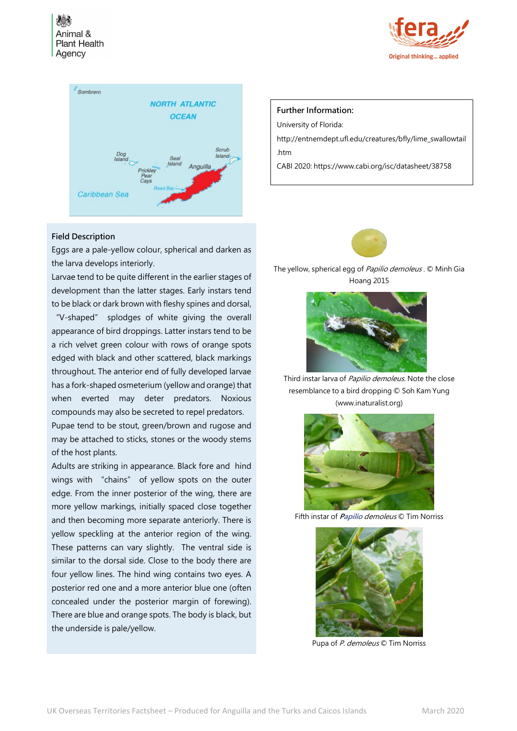Sombrero

NORTH ATLANTIC OCEAN

Dog Island

Seal Island

Scrub Island

Anguilla

Prickley Pear Cays

Road Bay

Caribbean Sea

**Further Information:**

University of Florida:

http://entnemdept.ufl.edu/creatures/bfly/lime_swallowtail.htm

CABI 2020: https://www.cabi.org/isc/datasheet/38758

## Field Description

Eggs are a pale-yellow colour, spherical and darken as the larva develops interiorly.

Larvae tend to be quite different in the earlier stages of development than the latter stages. Early instars tend to be black or dark brown with fleshy spines and dorsal, "V-shaped" splodges of white giving the overall appearance of bird droppings. Latter instars tend to be a rich velvet green colour with rows of orange spots edged with black and other scattered, black markings throughout. The anterior end of fully developed larvae has a fork-shaped osmeterium (yellow and orange) that when everted may deter predators. Noxious compounds may also be secreted to repel predators.

Pupae tend to be stout, green/brown and rugose and may be attached to sticks, stones or the woody stems of the host plants.

Adults are striking in appearance. Black fore and hind wings with "chains" of yellow spots on the outer edge. From the inner posterior of the wing, there are more yellow markings, initially spaced close together and then becoming more separate anteriorly. There is yellow speckling at the anterior region of the wing. These patterns can vary slightly. The ventral side is similar to the dorsal side. Close to the body there are four yellow lines. The hind wing contains two eyes. A posterior red one and a more anterior blue one (often concealed under the posterior margin of forewing). There are blue and orange spots. The body is black, but the underside is pale/yellow.

The yellow, spherical egg of *Papilio demoleus*. © Minh Gia Hoang 2015

Third instar larva of *Papilio demoleus*. Note the close resemblance to a bird dropping © Soh Kam Yung (www.inaturalist.org)

Fifth instar of *Papilio demoleus* © Tim Norriss

Pupa of *P. demoleus* © Tim Norriss